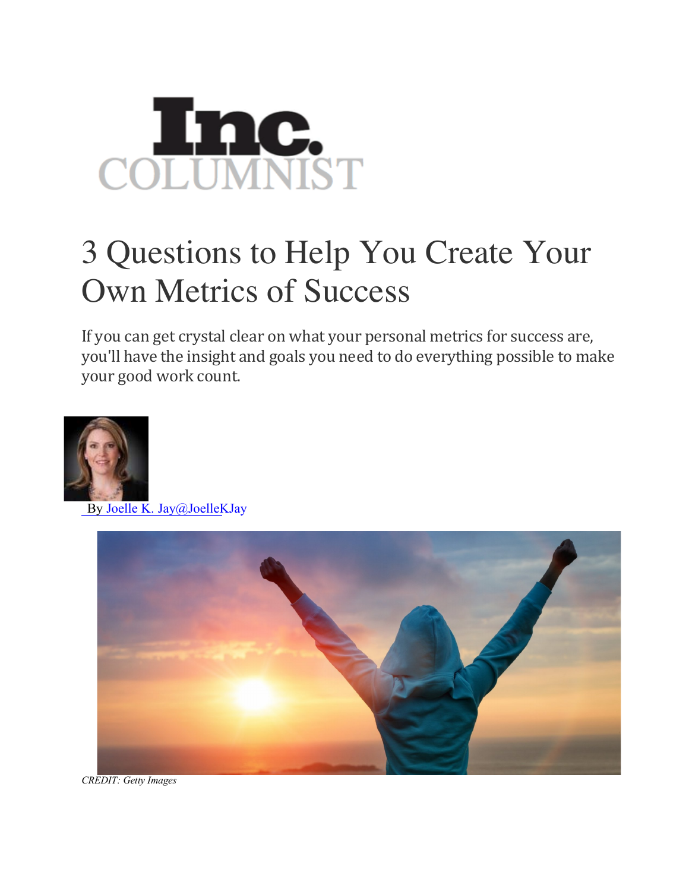Inc.
COLUMNIST

# 3 Questions to Help You Create Your Own Metrics of Success

If you can get crystal clear on what your personal metrics for success are, you'll have the insight and goals you need to do everything possible to make your good work count.

By Joelle K. Jay@JoelleKJay

*CREDIT: Getty Images*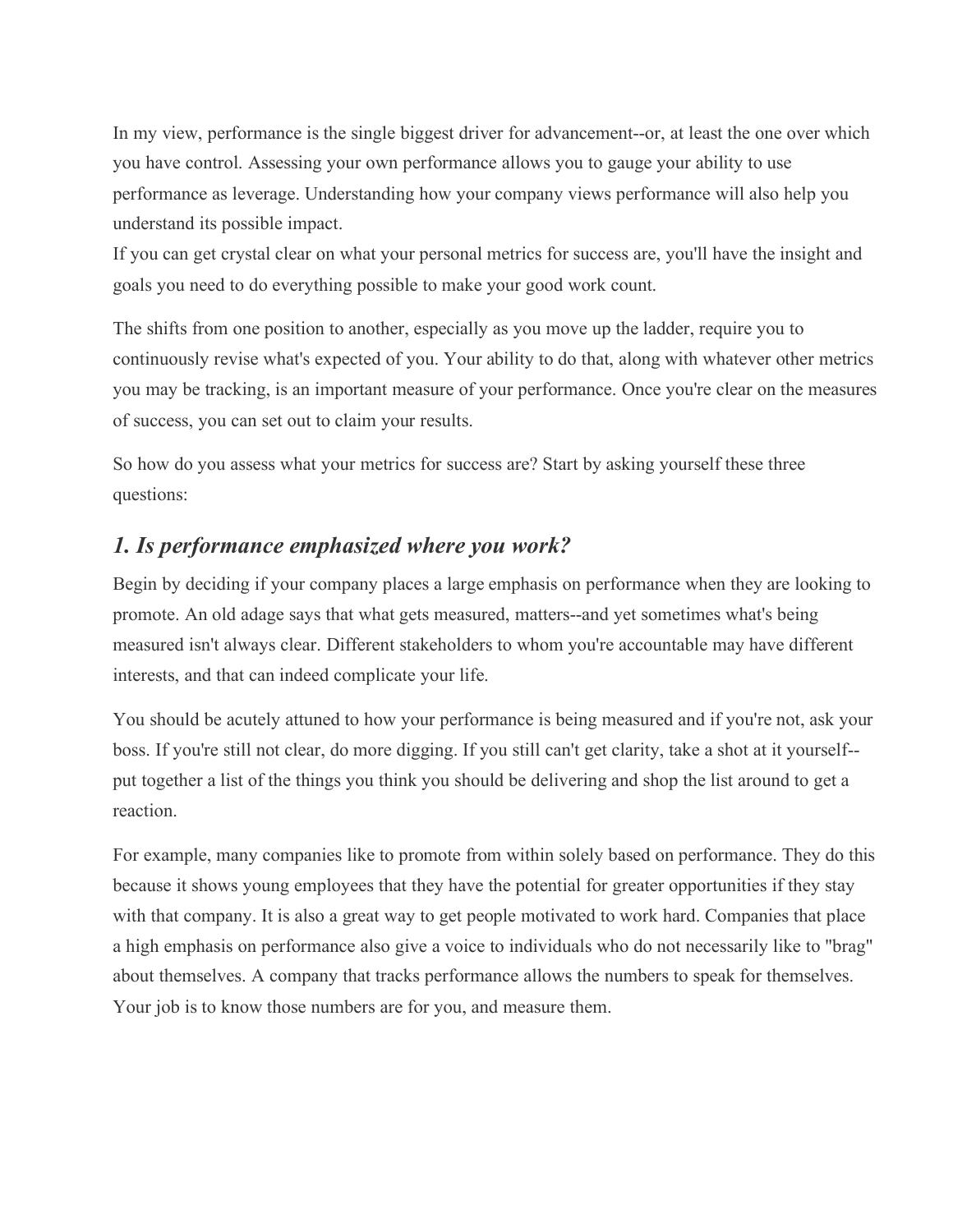In my view, performance is the single biggest driver for advancement--or, at least the one over which you have control. Assessing your own performance allows you to gauge your ability to use performance as leverage. Understanding how your company views performance will also help you understand its possible impact.
If you can get crystal clear on what your personal metrics for success are, you'll have the insight and goals you need to do everything possible to make your good work count.

The shifts from one position to another, especially as you move up the ladder, require you to continuously revise what's expected of you. Your ability to do that, along with whatever other metrics you may be tracking, is an important measure of your performance. Once you're clear on the measures of success, you can set out to claim your results.

So how do you assess what your metrics for success are? Start by asking yourself these three questions:

## *1. Is performance emphasized where you work?*

Begin by deciding if your company places a large emphasis on performance when they are looking to promote. An old adage says that what gets measured, matters--and yet sometimes what's being measured isn't always clear. Different stakeholders to whom you're accountable may have different interests, and that can indeed complicate your life.

You should be acutely attuned to how your performance is being measured and if you're not, ask your boss. If you're still not clear, do more digging. If you still can't get clarity, take a shot at it yourself--put together a list of the things you think you should be delivering and shop the list around to get a reaction.

For example, many companies like to promote from within solely based on performance. They do this because it shows young employees that they have the potential for greater opportunities if they stay with that company. It is also a great way to get people motivated to work hard. Companies that place a high emphasis on performance also give a voice to individuals who do not necessarily like to "brag" about themselves. A company that tracks performance allows the numbers to speak for themselves. Your job is to know those numbers are for you, and measure them.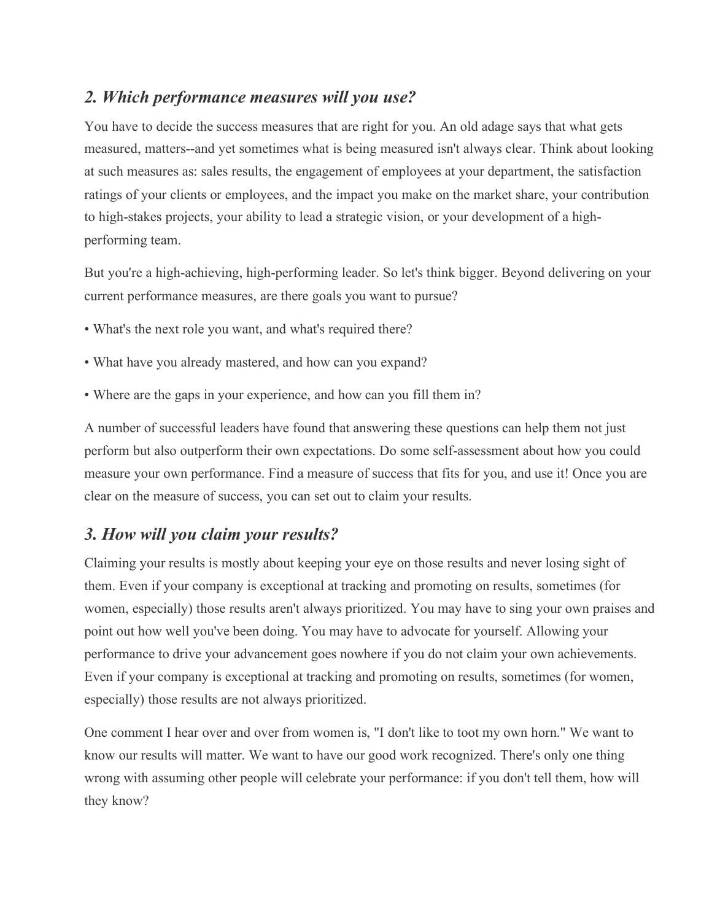## *2. Which performance measures will you use?*

You have to decide the success measures that are right for you. An old adage says that what gets measured, matters--and yet sometimes what is being measured isn't always clear. Think about looking at such measures as: sales results, the engagement of employees at your department, the satisfaction ratings of your clients or employees, and the impact you make on the market share, your contribution to high-stakes projects, your ability to lead a strategic vision, or your development of a high-performing team.

But you're a high-achieving, high-performing leader. So let's think bigger. Beyond delivering on your current performance measures, are there goals you want to pursue?

- What's the next role you want, and what's required there?
- What have you already mastered, and how can you expand?
- Where are the gaps in your experience, and how can you fill them in?

A number of successful leaders have found that answering these questions can help them not just perform but also outperform their own expectations. Do some self-assessment about how you could measure your own performance. Find a measure of success that fits for you, and use it! Once you are clear on the measure of success, you can set out to claim your results.

## *3. How will you claim your results?*

Claiming your results is mostly about keeping your eye on those results and never losing sight of them. Even if your company is exceptional at tracking and promoting on results, sometimes (for women, especially) those results aren't always prioritized. You may have to sing your own praises and point out how well you've been doing. You may have to advocate for yourself. Allowing your performance to drive your advancement goes nowhere if you do not claim your own achievements. Even if your company is exceptional at tracking and promoting on results, sometimes (for women, especially) those results are not always prioritized.

One comment I hear over and over from women is, "I don't like to toot my own horn." We want to know our results will matter. We want to have our good work recognized. There's only one thing wrong with assuming other people will celebrate your performance: if you don't tell them, how will they know?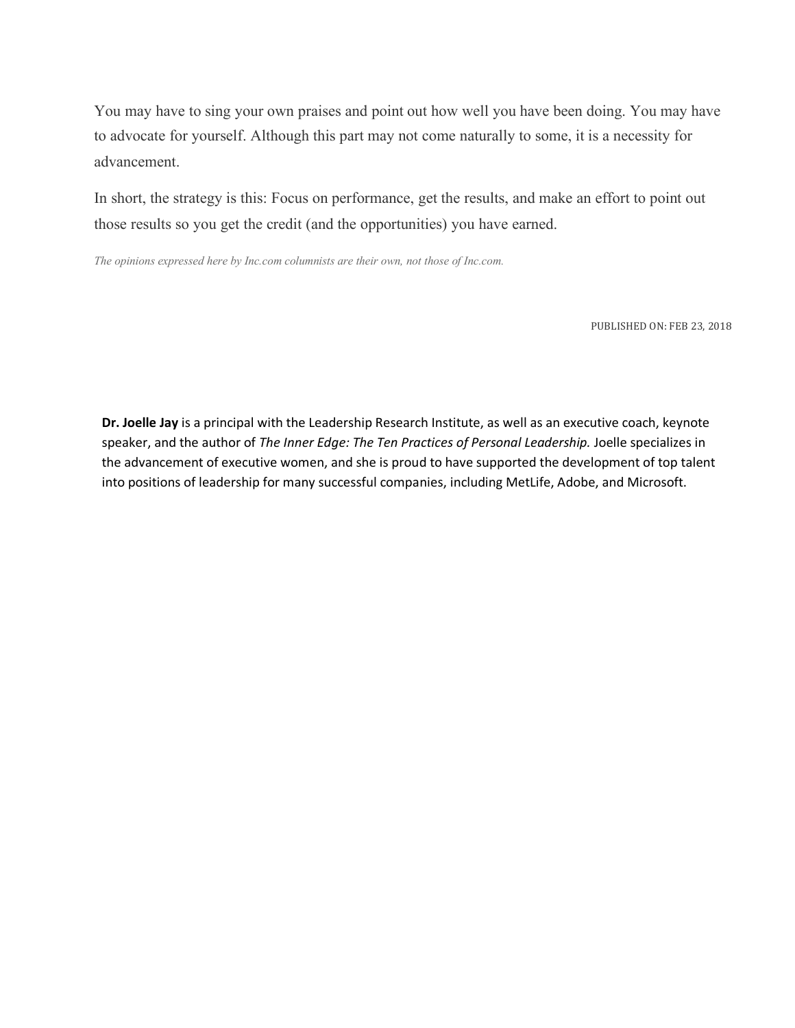You may have to sing your own praises and point out how well you have been doing. You may have to advocate for yourself. Although this part may not come naturally to some, it is a necessity for advancement.

In short, the strategy is this: Focus on performance, get the results, and make an effort to point out those results so you get the credit (and the opportunities) you have earned.

*The opinions expressed here by Inc.com columnists are their own, not those of Inc.com.*

PUBLISHED ON: FEB 23, 2018

**Dr. Joelle Jay** is a principal with the Leadership Research Institute, as well as an executive coach, keynote speaker, and the author of *The Inner Edge: The Ten Practices of Personal Leadership.* Joelle specializes in the advancement of executive women, and she is proud to have supported the development of top talent into positions of leadership for many successful companies, including MetLife, Adobe, and Microsoft.